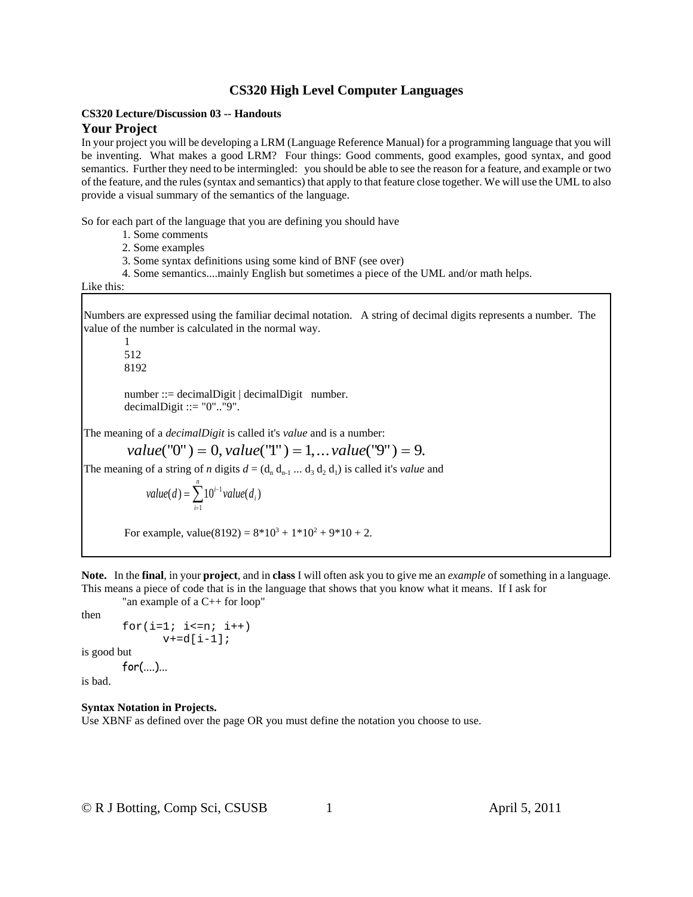# CS320 High Level Computer Languages

**CS320 Lecture/Discussion 03 -- Handouts**

## Your Project

In your project you will be developing a LRM (Language Reference Manual) for a programming language that you will be inventing. What makes a good LRM? Four things: Good comments, good examples, good syntax, and good semantics. Further they need to be intermingled: you should be able to see the reason for a feature, and example or two of the feature, and the rules (syntax and semantics) that apply to that feature close together. We will use the UML to also provide a visual summary of the semantics of the language.

So for each part of the language that you are defining you should have

1. Some comments
2. Some examples
3. Some syntax definitions using some kind of BNF (see over)
4. Some semantics....mainly English but sometimes a piece of the UML and/or math helps.

Like this:

> Numbers are expressed using the familiar decimal notation. A string of decimal digits represents a number. The value of the number is calculated in the normal way.
>
> 1
> 512
> 8192
>
> number ::= decimalDigit | decimalDigit number.
> decimalDigit ::= "0".."9".
>
> The meaning of a *decimalDigit* is called it's *value* and is a number:
>
> $$value("0") = 0, value("1") = 1, \ldots value("9") = 9.$$
>
> The meaning of a string of *n* digits $d = (d_n \, d_{n-1} \ldots d_3 \, d_2 \, d_1)$ is called it's *value* and
>
> $$value(d) = \sum_{i=1}^{n} 10^{i-1} value(d_i)$$
>
> For example, value(8192) = $8*10^3 + 1*10^2 + 9*10 + 2$.

**Note.** In the **final**, in your **project**, and in **class** I will often ask you to give me an *example* of something in a language. This means a piece of code that is in the language that shows that you know what it means. If I ask for

"an example of a C++ for loop"

then

```
for(i=1; i<=n; i++)
      v+=d[i-1];
```

is good but

```
for(....)...
```

is bad.

**Syntax Notation in Projects.**
Use XBNF as defined over the page OR you must define the notation you choose to use.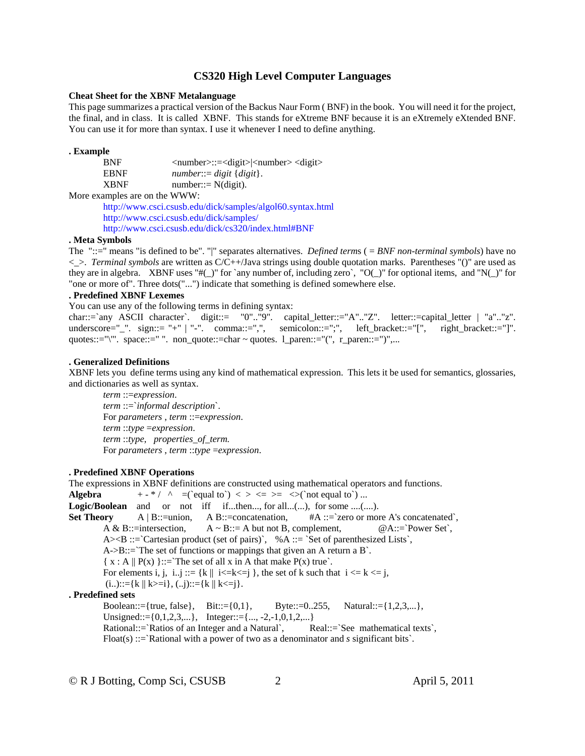# CS320 High Level Computer Languages

**Cheat Sheet for the XBNF Metalanguage**

This page summarizes a practical version of the Backus Naur Form ( BNF) in the book. You will need it for the project, the final, and in class. It is called XBNF. This stands for eXtreme BNF because it is an eXtremely eXtended BNF. You can use it for more than syntax. I use it whenever I need to define anything.

**. Example**

| | |
|---|---|
| BNF | <number>::=<digit>\|<number> <digit> |
| EBNF | *number*::= *digit* {*digit*}. |
| XBNF | number::= N(digit). |

More examples are on the WWW:

- http://www.csci.csusb.edu/dick/samples/algol60.syntax.html
- http://www.csci.csusb.edu/dick/samples/
- http://www.csci.csusb.edu/dick/cs320/index.html#BNF

**. Meta Symbols**

The "::=" means "is defined to be". "|" separates alternatives. *Defined terms* ( = *BNF non-terminal symbols*) have no <_>. *Terminal symbols* are written as C/C++/Java strings using double quotation marks. Parentheses "()" are used as they are in algebra. XBNF uses "#(_)" for `any number of, including zero`, "O(_)" for optional items, and "N(_)" for "one or more of". Three dots("...") indicate that something is defined somewhere else.

**. Predefined XBNF Lexemes**

You can use any of the following terms in defining syntax:
char::=`any ASCII character`. digit::= "0".."9". capital_letter::="A".."Z". letter::=capital_letter | "a".."z". underscore="_". sign::= "+" | "-". comma::=",", semicolon::=";", left_bracket::="[", right_bracket::="]". quotes::="\"". space::=" ". non_quote::=char ~ quotes. l_paren::="(", r_paren::=")",...

**. Generalized Definitions**

XBNF lets you define terms using any kind of mathematical expression. This lets it be used for semantics, glossaries, and dictionaries as well as syntax.

*term* ::=*expression*.
*term* ::=`*informal description*`.
For *parameters* , *term* ::=*expression*.
*term* ::*type* =*expression*.
*term* ::*type*, *properties_of_term.*
For *parameters* , *term* ::*type* =*expression*.

**. Predefined XBNF Operations**

The expressions in XBNF definitions are constructed using mathematical operators and functions.

**Algebra** + - * / ^ =(`equal to`) < > <= >= <>(`not equal to`) ...
**Logic/Boolean** and or not iff if...then..., for all...(...), for some ....(....).
**Set Theory** A | B::=union, A B::=concatenation, #A ::=`zero or more A's concatenated`,
A & B::=intersection, A ~ B::= A but not B, complement, @A::=`Power Set`,
A><B ::=`Cartesian product (set of pairs)`, %A ::= `Set of parenthesized Lists`,
A->B::=`The set of functions or mappings that given an A return a B`.
{ x : A || P(x) }::=`The set of all x in A that make P(x) true`.
For elements i, j, i..j ::= {k || i<=k<=j }, the set of k such that i <= k <= j,
(i..)::={k || k>=i}, (..j)::={k || k<=j}.

**. Predefined sets**

Boolean::={true, false}, Bit::={0,1}, Byte::=0..255, Natural::={1,2,3,...},
Unsigned::={0,1,2,3,...}, Integer::={..., -2,-1,0,1,2,...}
Rational::=`Ratios of an Integer and a Natural`, Real::=`See mathematical texts`,
Float(s) ::=`Rational with a power of two as a denominator and *s* significant bits`.

© R J Botting, Comp Sci, CSUSB April 5, 2011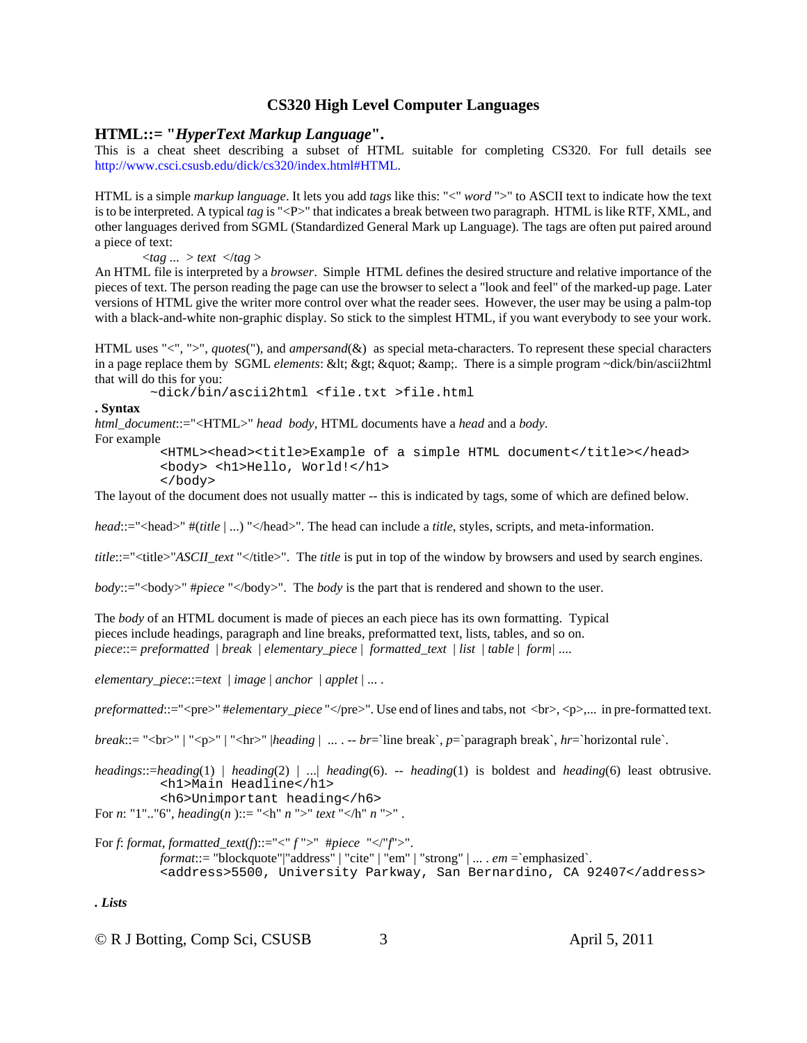## CS320 High Level Computer Languages

### HTML::= "*HyperText Markup Language*".

This is a cheat sheet describing a subset of HTML suitable for completing CS320. For full details see http://www.csci.csusb.edu/dick/cs320/index.html#HTML.

HTML is a simple *markup language*. It lets you add *tags* like this: "<" *word* ">" to ASCII text to indicate how the text is to be interpreted. A typical *tag* is "<P>" that indicates a break between two paragraph. HTML is like RTF, XML, and other languages derived from SGML (Standardized General Mark up Language). The tags are often put paired around a piece of text:

*<tag ... > text </tag >*

An HTML file is interpreted by a *browser*. Simple HTML defines the desired structure and relative importance of the pieces of text. The person reading the page can use the browser to select a "look and feel" of the marked-up page. Later versions of HTML give the writer more control over what the reader sees. However, the user may be using a palm-top with a black-and-white non-graphic display. So stick to the simplest HTML, if you want everybody to see your work.

HTML uses "<", ">", *quotes*("), and *ampersand*(&) as special meta-characters. To represent these special characters in a page replace them by SGML *elements*: &lt; &gt; &quot; &amp;. There is a simple program ~dick/bin/ascii2html that will do this for you:

```
~dick/bin/ascii2html <file.txt >file.html
```

**. Syntax**

*html_document*::="<HTML>" *head body*, HTML documents have a *head* and a *body*.
For example

```
<HTML><head><title>Example of a simple HTML document</title></head>
<body> <h1>Hello, World!</h1>
</body>
```

The layout of the document does not usually matter -- this is indicated by tags, some of which are defined below.

*head*::="<head>" #(*title* | ...) "</head>". The head can include a *title*, styles, scripts, and meta-information.

*title*::="<title>"*ASCII_text* "</title>". The *title* is put in top of the window by browsers and used by search engines.

*body*::="<body>" #*piece* "</body>". The *body* is the part that is rendered and shown to the user.

The *body* of an HTML document is made of pieces an each piece has its own formatting. Typical pieces include headings, paragraph and line breaks, preformatted text, lists, tables, and so on.
*piece*::= *preformatted* | *break* | *elementary_piece* | *formatted_text* | *list* | *table* | *form*| ....

*elementary_piece*::=*text* | *image* | *anchor* | *applet* | ... .

*preformatted*::="<pre>" #*elementary_piece* "</pre>". Use end of lines and tabs, not <br>, <p>,... in pre-formatted text.

*break*::= "<br>" | "<p>" | "<hr>" |*heading* | ... . -- *br*=`line break`, *p*=`paragraph break`, *hr*=`horizontal rule`.

*headings*::=*heading*(1) | *heading*(2) | ...| *heading*(6). -- *heading*(1) is boldest and *heading*(6) least obtrusive.

```
<h1>Main Headline</h1>
<h6>Unimportant heading</h6>
```

For *n*: "1".."6", *heading*(*n* )::= "<h" *n* ">" *text* "</h" *n* ">" .

For *f*: *format*, *formatted_text*(*f*)::="<" *f* ">" #*piece* "</"*f*">".
*format*::= "blockquote"|"address" | "cite" | "em" | "strong" | ... . *em* =`emphasized`.

```
<address>5500, University Parkway, San Bernardino, CA 92407</address>
```

***. Lists***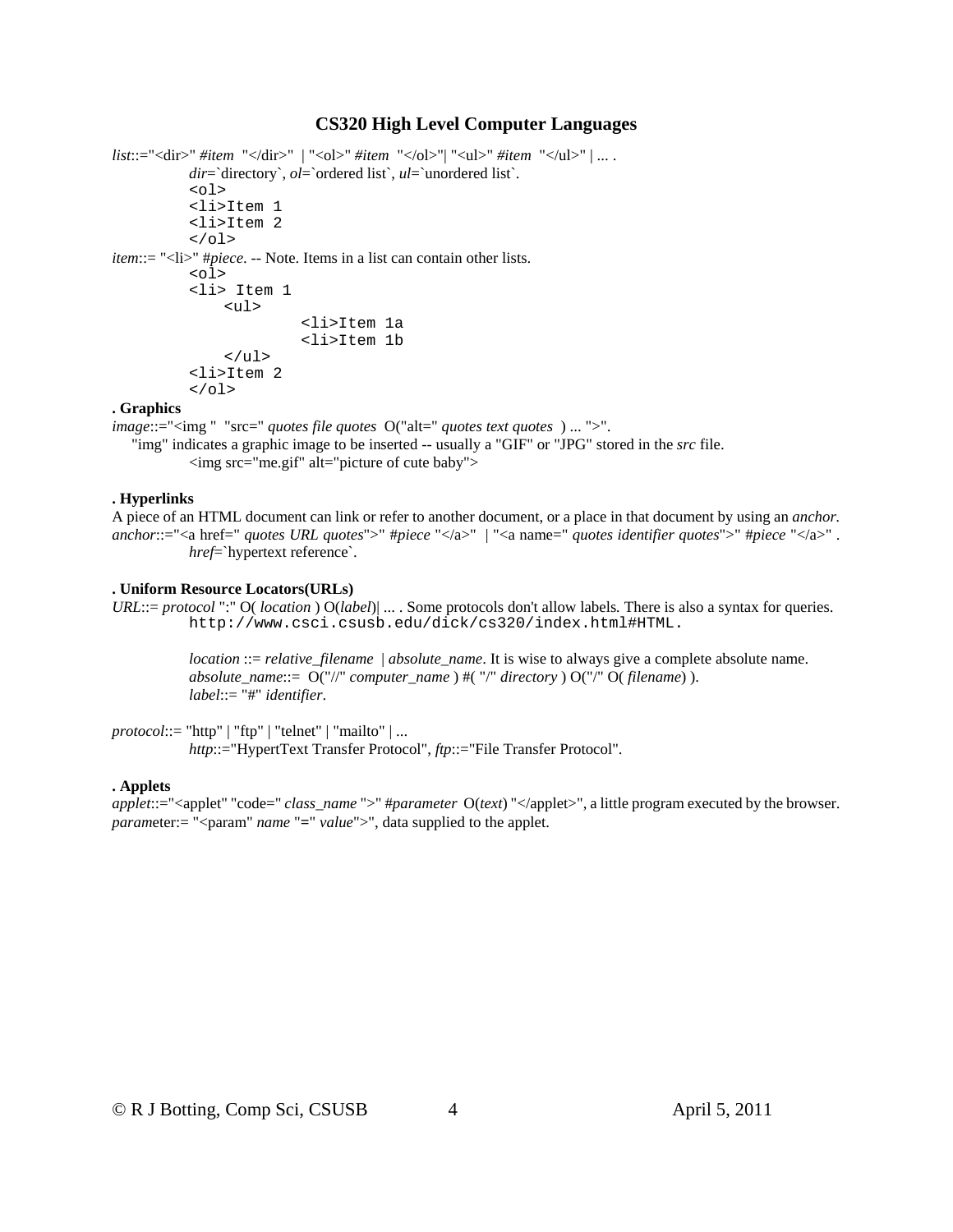*list*::="<dir>" *#item* "</dir>" | "<ol>" *#item* "</ol>"| "<ul>" *#item* "</ul>" | ... .

*dir*=`directory`, *ol*=`ordered list`, *ul*=`unordered list`.

```
<ol>
<li>Item 1
<li>Item 2
</ol>
```

*item*::= "<li>" *#piece*. -- Note. Items in a list can contain other lists.

```
<ol>
<li> Item 1
    <ul>
             <li>Item 1a
             <li>Item 1b
    </ul>
<li>Item 2
</ol>
```

**. Graphics**

*image*::="<img " "src=" *quotes file quotes* O("alt=" *quotes text quotes* ) ... ">".

"img" indicates a graphic image to be inserted -- usually a "GIF" or "JPG" stored in the *src* file.

<img src="me.gif" alt="picture of cute baby">

**. Hyperlinks**

A piece of an HTML document can link or refer to another document, or a place in that document by using an *anchor.*

*anchor*::="<a href=" *quotes URL quotes*">" *#piece* "</a>" | "<a name=" *quotes identifier quotes*">" *#piece* "</a>" .

*href*=`hypertext reference`.

**. Uniform Resource Locators(URLs)**

*URL*::= *protocol* ":" O( *location* ) O(*label*)| ... . Some protocols don't allow labels. There is also a syntax for queries.

```
http://www.csci.csusb.edu/dick/cs320/index.html#HTML.
```

*location* ::= *relative_filename* | *absolute_name*. It is wise to always give a complete absolute name.

*absolute_name*::= O("//" *computer_name* ) #( "/" *directory* ) O("/" O( *filename*) ).

*label*::= "#" *identifier*.

*protocol*::= "http" | "ftp" | "telnet" | "mailto" | ...

*http*::="HypertText Transfer Protocol", *ftp*::="File Transfer Protocol".

**. Applets**

*applet*::="<applet" "code=" *class_name* ">" *#parameter* O(*text*) "</applet>", a little program executed by the browser.

*param*eter:= "<param" *name* "=" *value*">", data supplied to the applet.